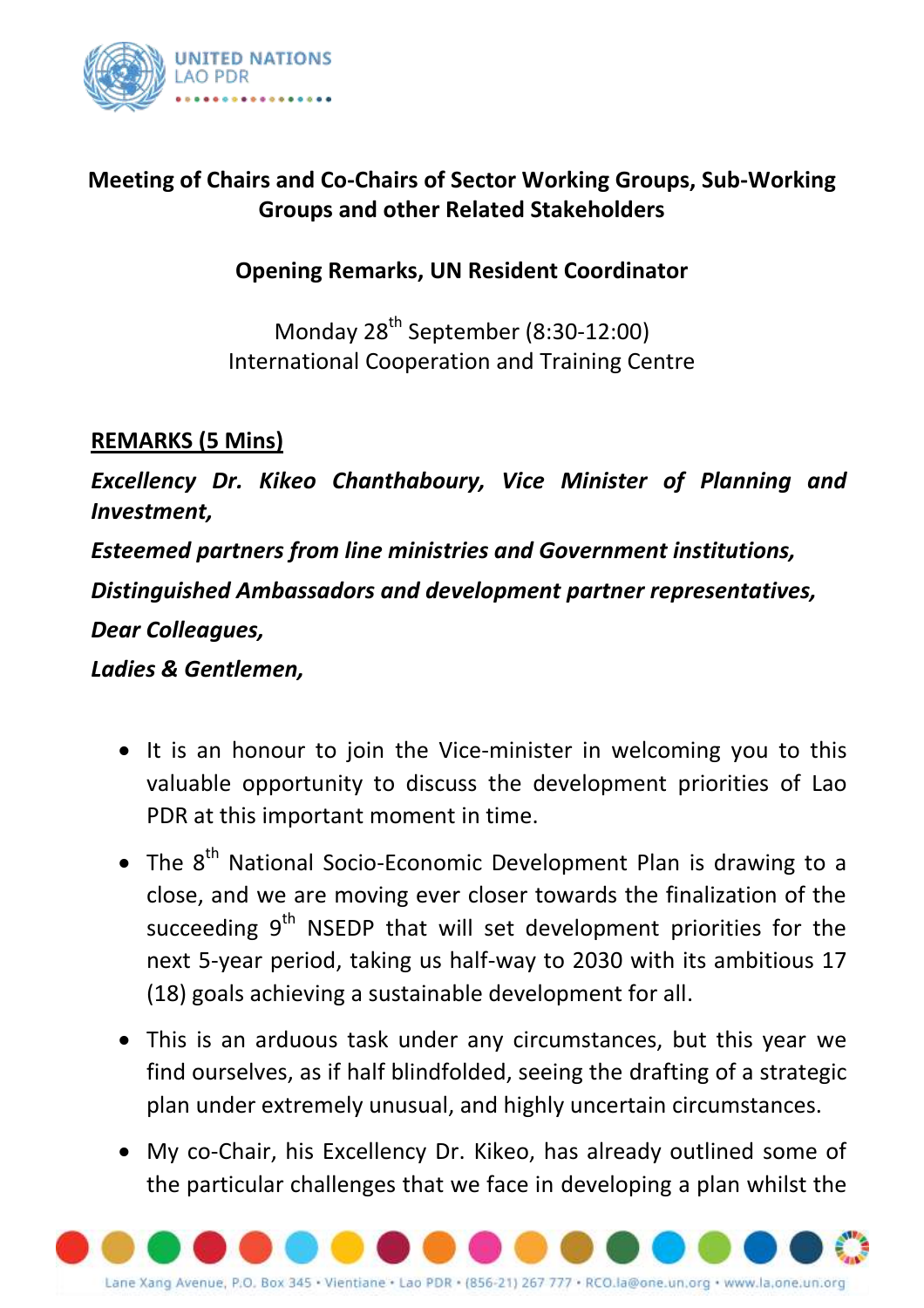**Meeting of Chairs and Co-Chairs of Sector Working Groups, Sub-Working Groups and other Related Stakeholders**

**Opening Remarks, UN Resident Coordinator**

Monday 28th September (8:30-12:00)
International Cooperation and Training Centre

**REMARKS (5 Mins)**

***Excellency Dr. Kikeo Chanthaboury, Vice Minister of Planning and Investment,***

***Esteemed partners from line ministries and Government institutions,***

***Distinguished Ambassadors and development partner representatives,***

***Dear Colleagues,***

***Ladies & Gentlemen,***

- It is an honour to join the Vice-minister in welcoming you to this valuable opportunity to discuss the development priorities of Lao PDR at this important moment in time.
- The 8th National Socio-Economic Development Plan is drawing to a close, and we are moving ever closer towards the finalization of the succeeding 9th NSEDP that will set development priorities for the next 5-year period, taking us half-way to 2030 with its ambitious 17 (18) goals achieving a sustainable development for all.
- This is an arduous task under any circumstances, but this year we find ourselves, as if half blindfolded, seeing the drafting of a strategic plan under extremely unusual, and highly uncertain circumstances.
- My co-Chair, his Excellency Dr. Kikeo, has already outlined some of the particular challenges that we face in developing a plan whilst the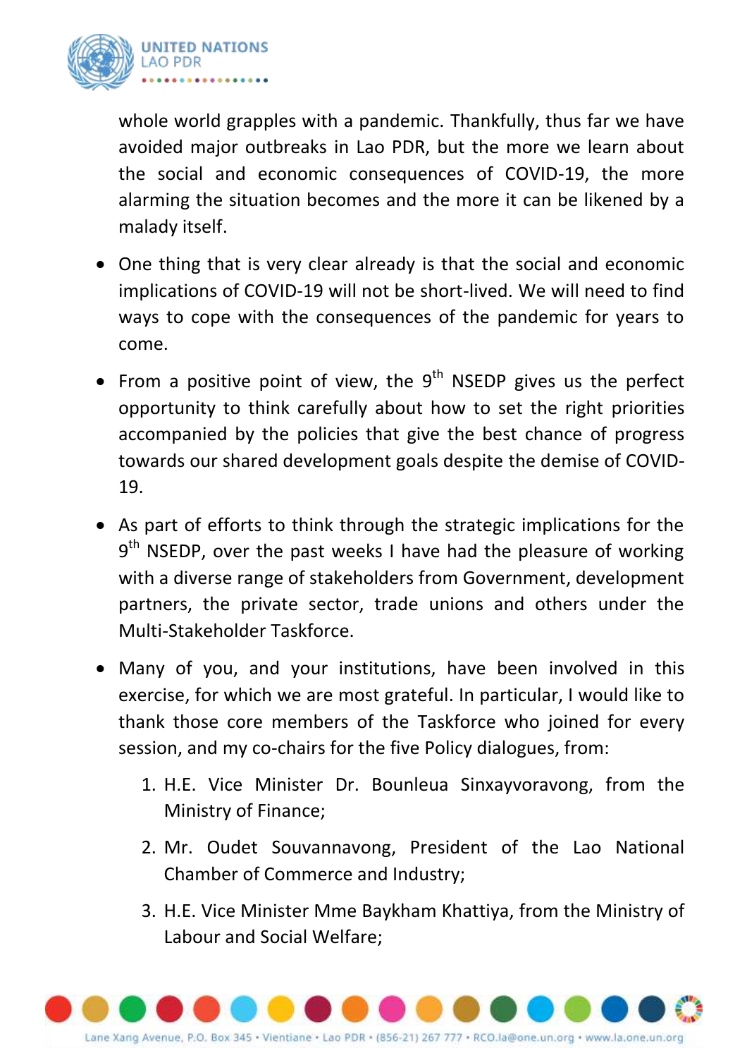whole world grapples with a pandemic. Thankfully, thus far we have avoided major outbreaks in Lao PDR, but the more we learn about the social and economic consequences of COVID-19, the more alarming the situation becomes and the more it can be likened by a malady itself.

- One thing that is very clear already is that the social and economic implications of COVID-19 will not be short-lived. We will need to find ways to cope with the consequences of the pandemic for years to come.
- From a positive point of view, the 9th NSEDP gives us the perfect opportunity to think carefully about how to set the right priorities accompanied by the policies that give the best chance of progress towards our shared development goals despite the demise of COVID-19.
- As part of efforts to think through the strategic implications for the 9th NSEDP, over the past weeks I have had the pleasure of working with a diverse range of stakeholders from Government, development partners, the private sector, trade unions and others under the Multi-Stakeholder Taskforce.
- Many of you, and your institutions, have been involved in this exercise, for which we are most grateful. In particular, I would like to thank those core members of the Taskforce who joined for every session, and my co-chairs for the five Policy dialogues, from:
    1. H.E. Vice Minister Dr. Bounleua Sinxayvoravong, from the Ministry of Finance;
    2. Mr. Oudet Souvannavong, President of the Lao National Chamber of Commerce and Industry;
    3. H.E. Vice Minister Mme Baykham Khattiya, from the Ministry of Labour and Social Welfare;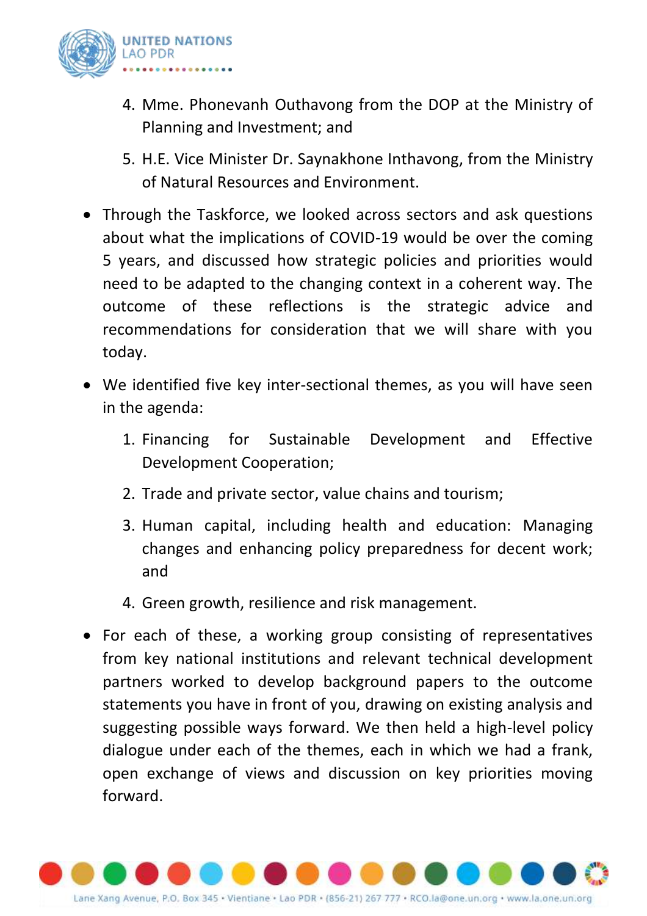4. Mme. Phonevanh Outhavong from the DOP at the Ministry of Planning and Investment; and
5. H.E. Vice Minister Dr. Saynakhone Inthavong, from the Ministry of Natural Resources and Environment.

- Through the Taskforce, we looked across sectors and ask questions about what the implications of COVID-19 would be over the coming 5 years, and discussed how strategic policies and priorities would need to be adapted to the changing context in a coherent way. The outcome of these reflections is the strategic advice and recommendations for consideration that we will share with you today.
- We identified five key inter-sectional themes, as you will have seen in the agenda:
  1. Financing for Sustainable Development and Effective Development Cooperation;
  2. Trade and private sector, value chains and tourism;
  3. Human capital, including health and education: Managing changes and enhancing policy preparedness for decent work; and
  4. Green growth, resilience and risk management.
- For each of these, a working group consisting of representatives from key national institutions and relevant technical development partners worked to develop background papers to the outcome statements you have in front of you, drawing on existing analysis and suggesting possible ways forward. We then held a high-level policy dialogue under each of the themes, each in which we had a frank, open exchange of views and discussion on key priorities moving forward.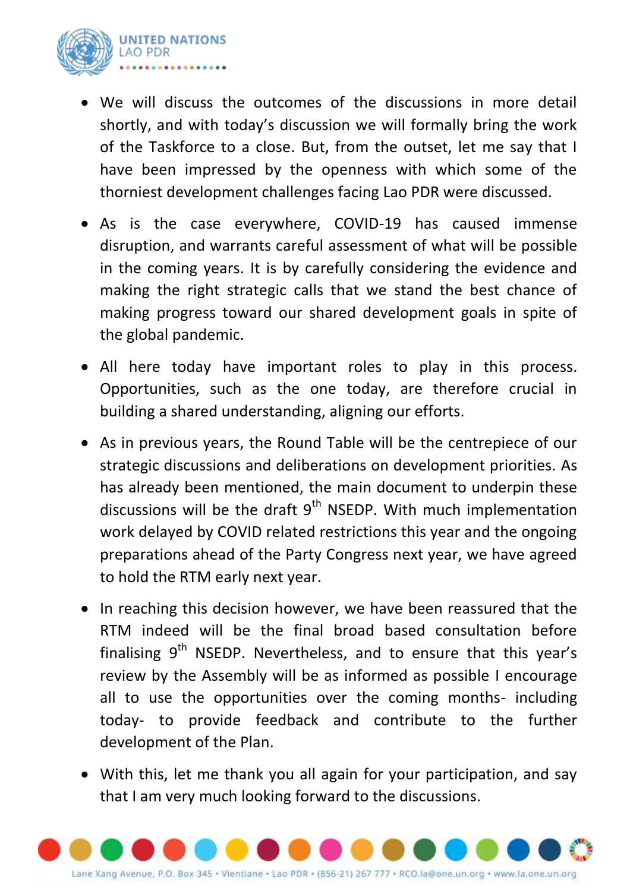- We will discuss the outcomes of the discussions in more detail shortly, and with today's discussion we will formally bring the work of the Taskforce to a close. But, from the outset, let me say that I have been impressed by the openness with which some of the thorniest development challenges facing Lao PDR were discussed.

- As is the case everywhere, COVID-19 has caused immense disruption, and warrants careful assessment of what will be possible in the coming years. It is by carefully considering the evidence and making the right strategic calls that we stand the best chance of making progress toward our shared development goals in spite of the global pandemic.

- All here today have important roles to play in this process. Opportunities, such as the one today, are therefore crucial in building a shared understanding, aligning our efforts.

- As in previous years, the Round Table will be the centrepiece of our strategic discussions and deliberations on development priorities. As has already been mentioned, the main document to underpin these discussions will be the draft 9th NSEDP. With much implementation work delayed by COVID related restrictions this year and the ongoing preparations ahead of the Party Congress next year, we have agreed to hold the RTM early next year.

- In reaching this decision however, we have been reassured that the RTM indeed will be the final broad based consultation before finalising 9th NSEDP. Nevertheless, and to ensure that this year's review by the Assembly will be as informed as possible I encourage all to use the opportunities over the coming months- including today- to provide feedback and contribute to the further development of the Plan.

- With this, let me thank you all again for your participation, and say that I am very much looking forward to the discussions.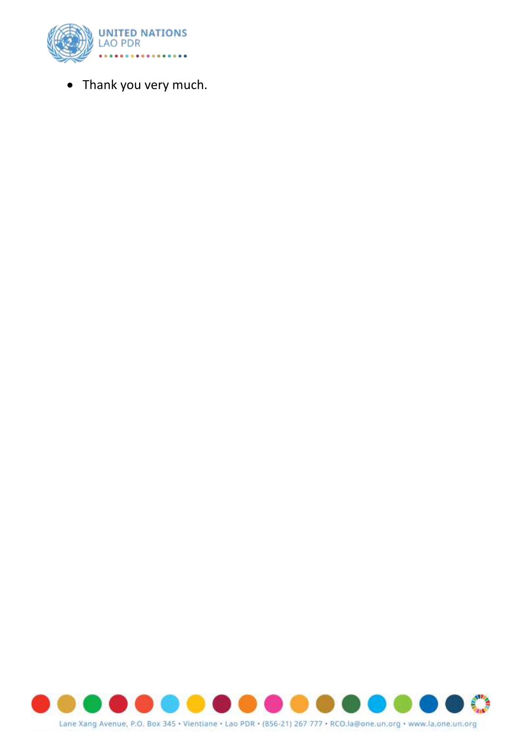- Thank you very much.